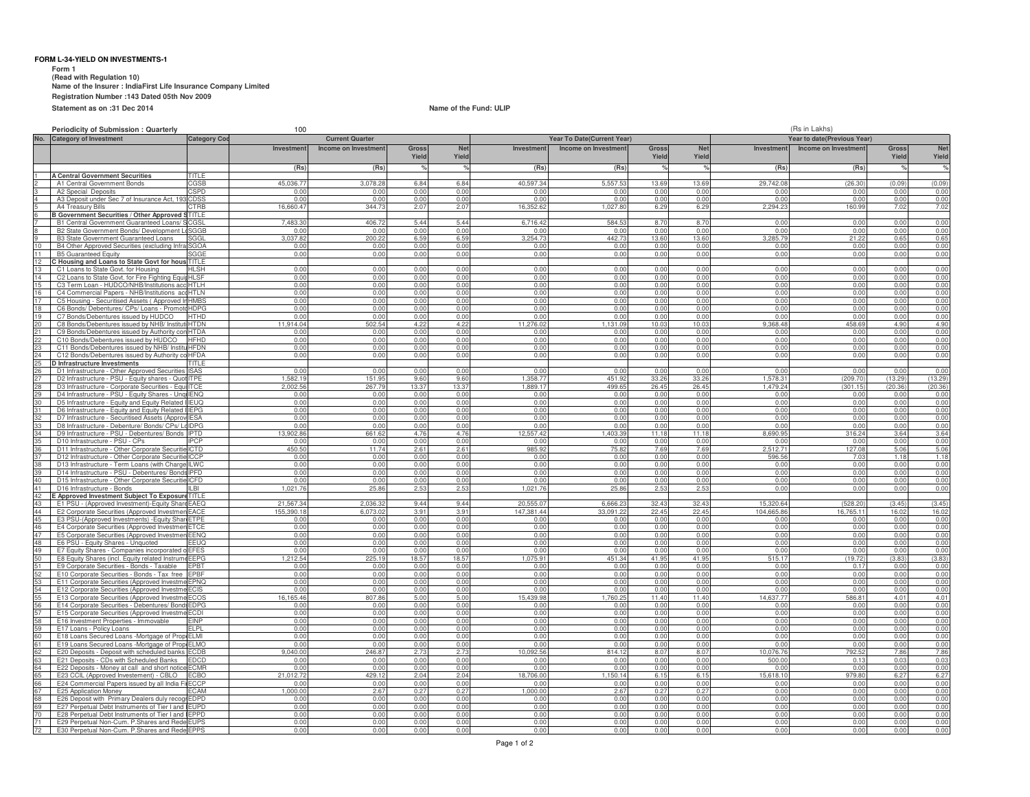**FORM L-34-YIELD ON INVESTMENTS-1**

Form 1
(Read with Regulation 10)
Name of the Insurer : IndiaFirst Life Insurance Company Limited
Registration Number :143 Dated 05th Nov 2009
Statement as on :31 Dec 2014

Name of the Fund: ULIP

Periodicity of Submission : Quarterly 100 (Rs in Lakhs)

| No. | Category of Investment | Category Cod | Current Quarter | | | | Year To Date(Current Year) | | | | Year to date(Previous Year) | | | |
|---|---|---|---|---|---|---|---|---|---|---|---|---|---|---|
| | | | Investment | Income on Investment | Gross Yield | Net Yield | Investment | Income on Investment | Gross Yield | Net Yield | Investment | Income on Investment | Gross Yield | Net Yield |
| | | | (Rs) | (Rs) | % | % | (Rs) | (Rs) | % | % | (Rs) | (Rs) | % | % |
| 1 | A Central Government Securities | TITLE | | | | | | | | | | | | |
| 2 | A1 Central Government Bonds | CGSB | 45,036.77 | 3,078.28 | 6.84 | 6.84 | 40,597.34 | 5,557.53 | 13.69 | 13.69 | 29,742.08 | (26.30) | (0.09) | (0.09) |
| 3 | A2 Special Deposits | CSPD | 0.00 | 0.00 | 0.00 | 0.00 | 0.00 | 0.00 | 0.00 | 0.00 | 0.00 | 0.00 | 0.00 | 0.00 |
| 4 | A3 Deposit under Sec 7 of Insurance Act, 193 | CDSS | 0.00 | 0.00 | 0.00 | 0.00 | 0.00 | 0.00 | 0.00 | 0.00 | 0.00 | 0.00 | 0.00 | 0.00 |
| 5 | A4 Treasury Bills | CTRB | 16,660.47 | 344.73 | 2.07 | 2.07 | 16,352.62 | 1,027.80 | 6.29 | 6.29 | 2,294.23 | 160.99 | 7.02 | 7.02 |
| 6 | B Government Securities / Other Approved S | TITLE | | | | | | | | | | | | |
| 7 | B1 Central Government Guaranteed Loans/ S | CGSL | 7,483.30 | 406.72 | 5.44 | 5.44 | 6,716.42 | 584.53 | 8.70 | 8.70 | 0.00 | 0.00 | 0.00 | 0.00 |
| 8 | B2 State Government Bonds/ Development L | SGGB | 0.00 | 0.00 | 0.00 | 0.00 | 0.00 | 0.00 | 0.00 | 0.00 | 0.00 | 0.00 | 0.00 | 0.00 |
| 9 | B3 State Government Guaranteed Loans | SGGL | 3,037.82 | 200.22 | 6.59 | 6.59 | 3,254.73 | 442.73 | 13.60 | 13.60 | 3,285.79 | 21.22 | 0.65 | 0.65 |
| 10 | B4 Other Approved Securities (excluding Infra | SGOA | 0.00 | 0.00 | 0.00 | 0.00 | 0.00 | 0.00 | 0.00 | 0.00 | 0.00 | 0.00 | 0.00 | 0.00 |
| 11 | B5 Guaranteed Equity | SGGE | 0.00 | 0.00 | 0.00 | 0.00 | 0.00 | 0.00 | 0.00 | 0.00 | 0.00 | 0.00 | 0.00 | 0.00 |
| 12 | C Housing and Loans to State Govt for hous | TITLE | | | | | | | | | | | | |
| 13 | C1 Loans to State Govt. for Housing | HLSH | 0.00 | 0.00 | 0.00 | 0.00 | 0.00 | 0.00 | 0.00 | 0.00 | 0.00 | 0.00 | 0.00 | 0.00 |
| 14 | C2 Loans to State Govt. for Fire Fighting Equi | HLSF | 0.00 | 0.00 | 0.00 | 0.00 | 0.00 | 0.00 | 0.00 | 0.00 | 0.00 | 0.00 | 0.00 | 0.00 |
| 15 | C3 Term Loan - HUDCO/NHB/Institutions acc | HTLH | 0.00 | 0.00 | 0.00 | 0.00 | 0.00 | 0.00 | 0.00 | 0.00 | 0.00 | 0.00 | 0.00 | 0.00 |
| 16 | C4 Commercial Papers - NHB/Institutions acc | HTLN | 0.00 | 0.00 | 0.00 | 0.00 | 0.00 | 0.00 | 0.00 | 0.00 | 0.00 | 0.00 | 0.00 | 0.00 |
| 17 | C5 Housing - Securitised Assets ( Approved In | HMBS | 0.00 | 0.00 | 0.00 | 0.00 | 0.00 | 0.00 | 0.00 | 0.00 | 0.00 | 0.00 | 0.00 | 0.00 |
| 18 | C6 Bonds/ Debentures/ CPs/ Loans - Promoto | HDPG | 0.00 | 0.00 | 0.00 | 0.00 | 0.00 | 0.00 | 0.00 | 0.00 | 0.00 | 0.00 | 0.00 | 0.00 |
| 19 | C7 Bonds/Debentures issued by HUDCO | HTHD | 0.00 | 0.00 | 0.00 | 0.00 | 0.00 | 0.00 | 0.00 | 0.00 | 0.00 | 0.00 | 0.00 | 0.00 |
| 20 | C8 Bonds/Debentures issued by NHB/ Instituti | HTDN | 11,914.04 | 502.54 | 4.22 | 4.22 | 11,276.02 | 1,131.09 | 10.03 | 10.03 | 9,368.48 | 458.69 | 4.90 | 4.90 |
| 21 | C9 Bonds/Debentures issued by Authority con | HTDA | 0.00 | 0.00 | 0.00 | 0.00 | 0.00 | 0.00 | 0.00 | 0.00 | 0.00 | 0.00 | 0.00 | 0.00 |
| 22 | C10 Bonds/Debentures issued by HUDCO | HFHD | 0.00 | 0.00 | 0.00 | 0.00 | 0.00 | 0.00 | 0.00 | 0.00 | 0.00 | 0.00 | 0.00 | 0.00 |
| 23 | C11 Bonds/Debentures issued by NHB/ Institu | HFDN | 0.00 | 0.00 | 0.00 | 0.00 | 0.00 | 0.00 | 0.00 | 0.00 | 0.00 | 0.00 | 0.00 | 0.00 |
| 24 | C12 Bonds/Debentures issued by Authority co | HFDA | 0.00 | 0.00 | 0.00 | 0.00 | 0.00 | 0.00 | 0.00 | 0.00 | 0.00 | 0.00 | 0.00 | 0.00 |
| 25 | D Infrastructure Investments | TITLE | | | | | | | | | | | | |
| 26 | D1 Infrastructure - Other Approved Securities | ISAS | 0.00 | 0.00 | 0.00 | 0.00 | 0.00 | 0.00 | 0.00 | 0.00 | 0.00 | 0.00 | 0.00 | 0.00 |
| 27 | D2 Infrastructure - PSU - Equity shares - Quot | ITPE | 1,582.19 | 151.95 | 9.60 | 9.60 | 1,358.77 | 451.92 | 33.26 | 33.26 | 1,578.31 | (209.70) | (13.29) | (13.29) |
| 28 | D3 Infrastructure - Corporate Securities - Equi | ITCE | 2,002.56 | 267.79 | 13.37 | 13.37 | 1,889.17 | 499.65 | 26.45 | 26.45 | 1,479.24 | (301.15) | (20.36) | (20.36) |
| 29 | D4 Infrastructure - PSU - Equity Shares - Unq | IENQ | 0.00 | 0.00 | 0.00 | 0.00 | 0.00 | 0.00 | 0.00 | 0.00 | 0.00 | 0.00 | 0.00 | 0.00 |
| 30 | D5 Infrastructure - Equity and Equity Related I | IEUQ | 0.00 | 0.00 | 0.00 | 0.00 | 0.00 | 0.00 | 0.00 | 0.00 | 0.00 | 0.00 | 0.00 | 0.00 |
| 31 | D6 Infrastructure - Equity and Equity Related I | IEPG | 0.00 | 0.00 | 0.00 | 0.00 | 0.00 | 0.00 | 0.00 | 0.00 | 0.00 | 0.00 | 0.00 | 0.00 |
| 32 | D7 Infrastructure - Securitised Assets (Approv | IESA | 0.00 | 0.00 | 0.00 | 0.00 | 0.00 | 0.00 | 0.00 | 0.00 | 0.00 | 0.00 | 0.00 | 0.00 |
| 33 | D8 Infrastructure - Debenture/ Bonds/ CPs/ Lo | IDPG | 0.00 | 0.00 | 0.00 | 0.00 | 0.00 | 0.00 | 0.00 | 0.00 | 0.00 | 0.00 | 0.00 | 0.00 |
| 34 | D9 Infrastructure - PSU - Debentures/ Bonds | IPTD | 13,902.86 | 661.62 | 4.76 | 4.76 | 12,557.42 | 1,403.39 | 11.18 | 11.18 | 8,690.95 | 316.24 | 3.64 | 3.64 |
| 35 | D10 Infrastructure - PSU - CPs | IPCP | 0.00 | 0.00 | 0.00 | 0.00 | 0.00 | 0.00 | 0.00 | 0.00 | 0.00 | 0.00 | 0.00 | 0.00 |
| 36 | D11 Infrastructure - Other Corporate Securitie | ICTD | 450.50 | 11.74 | 2.61 | 2.61 | 985.92 | 75.82 | 7.69 | 7.69 | 2,512.71 | 127.08 | 5.06 | 5.06 |
| 37 | D12 Infrastructure - Other Corporate Securitie | ICCP | 0.00 | 0.00 | 0.00 | 0.00 | 0.00 | 0.00 | 0.00 | 0.00 | 596.56 | 7.03 | 1.18 | 1.18 |
| 38 | D13 Infrastructure - Term Loans (with Charge | ILWC | 0.00 | 0.00 | 0.00 | 0.00 | 0.00 | 0.00 | 0.00 | 0.00 | 0.00 | 0.00 | 0.00 | 0.00 |
| 39 | D14 Infrastructure - PSU - Debentures/ Bonds | IPFD | 0.00 | 0.00 | 0.00 | 0.00 | 0.00 | 0.00 | 0.00 | 0.00 | 0.00 | 0.00 | 0.00 | 0.00 |
| 40 | D15 Infrastructure - Other Corporate Securitie | ICFD | 0.00 | 0.00 | 0.00 | 0.00 | 0.00 | 0.00 | 0.00 | 0.00 | 0.00 | 0.00 | 0.00 | 0.00 |
| 41 | D16 Infrastructure - Bonds | ILBI | 1,021.76 | 25.86 | 2.53 | 2.53 | 1,021.76 | 25.86 | 2.53 | 2.53 | 0.00 | 0.00 | 0.00 | 0.00 |
| 42 | E Approved Investment Subject To Exposure | TITLE | | | | | | | | | | | | |
| 43 | E1 PSU - (Approved Investment)-Equity Share | EAEQ | 21,567.34 | 2,036.32 | 9.44 | 9.44 | 20,555.07 | 6,666.23 | 32.43 | 32.43 | 15,320.64 | (528.20) | (3.45) | (3.45) |
| 44 | E2 Corporate Securities (Approved Investmen | EACE | 155,390.18 | 6,073.02 | 3.91 | 3.91 | 147,381.44 | 33,091.22 | 22.45 | 22.45 | 104,665.86 | 16,765.11 | 16.02 | 16.02 |
| 45 | E3 PSU-(Approved Investments) -Equity Shar | ETPE | 0.00 | 0.00 | 0.00 | 0.00 | 0.00 | 0.00 | 0.00 | 0.00 | 0.00 | 0.00 | 0.00 | 0.00 |
| 46 | E4 Corporate Securities (Approved Investmen | ETCE | 0.00 | 0.00 | 0.00 | 0.00 | 0.00 | 0.00 | 0.00 | 0.00 | 0.00 | 0.00 | 0.00 | 0.00 |
| 47 | E5 Corporate Securities (Approved Investmen | EENQ | 0.00 | 0.00 | 0.00 | 0.00 | 0.00 | 0.00 | 0.00 | 0.00 | 0.00 | 0.00 | 0.00 | 0.00 |
| 48 | E6 PSU - Equity Shares - Unquoted | EEUQ | 0.00 | 0.00 | 0.00 | 0.00 | 0.00 | 0.00 | 0.00 | 0.00 | 0.00 | 0.00 | 0.00 | 0.00 |
| 49 | E7 Equity Shares - Companies incorporated o | EFES | 0.00 | 0.00 | 0.00 | 0.00 | 0.00 | 0.00 | 0.00 | 0.00 | 0.00 | 0.00 | 0.00 | 0.00 |
| 50 | E8 Equity Shares (incl. Equity related Instrume | EEPG | 1,212.54 | 225.19 | 18.57 | 18.57 | 1,075.91 | 451.34 | 41.95 | 41.95 | 515.17 | (19.72) | (3.83) | (3.83) |
| 51 | E9 Corporate Securities - Bonds - Taxable | EPBT | 0.00 | 0.00 | 0.00 | 0.00 | 0.00 | 0.00 | 0.00 | 0.00 | 0.00 | 0.17 | 0.00 | 0.00 |
| 52 | E10 Corporate Securities - Bonds - Tax free | EPBF | 0.00 | 0.00 | 0.00 | 0.00 | 0.00 | 0.00 | 0.00 | 0.00 | 0.00 | 0.00 | 0.00 | 0.00 |
| 53 | E11 Corporate Securities (Approved Investme | EPNQ | 0.00 | 0.00 | 0.00 | 0.00 | 0.00 | 0.00 | 0.00 | 0.00 | 0.00 | 0.00 | 0.00 | 0.00 |
| 54 | E12 Corporate Securities (Approved Investme | ECIS | 0.00 | 0.00 | 0.00 | 0.00 | 0.00 | 0.00 | 0.00 | 0.00 | 0.00 | 0.00 | 0.00 | 0.00 |
| 55 | E13 Corporate Securities (Approved Investme | ECOS | 16,165.46 | 807.86 | 5.00 | 5.00 | 15,439.98 | 1,760.25 | 11.40 | 11.40 | 14,637.77 | 586.81 | 4.01 | 4.01 |
| 56 | E14 Corporate Securities - Debentures/ Bonds | EDPG | 0.00 | 0.00 | 0.00 | 0.00 | 0.00 | 0.00 | 0.00 | 0.00 | 0.00 | 0.00 | 0.00 | 0.00 |
| 57 | E15 Corporate Securities (Approved Investme | ECDI | 0.00 | 0.00 | 0.00 | 0.00 | 0.00 | 0.00 | 0.00 | 0.00 | 0.00 | 0.00 | 0.00 | 0.00 |
| 58 | E16 Investment Properties - Immovable | EINP | 0.00 | 0.00 | 0.00 | 0.00 | 0.00 | 0.00 | 0.00 | 0.00 | 0.00 | 0.00 | 0.00 | 0.00 |
| 59 | E17 Loans - Policy Loans | ELPL | 0.00 | 0.00 | 0.00 | 0.00 | 0.00 | 0.00 | 0.00 | 0.00 | 0.00 | 0.00 | 0.00 | 0.00 |
| 60 | E18 Loans Secured Loans -Mortgage of Prop | ELMI | 0.00 | 0.00 | 0.00 | 0.00 | 0.00 | 0.00 | 0.00 | 0.00 | 0.00 | 0.00 | 0.00 | 0.00 |
| 61 | E19 Loans Secured Loans -Mortgage of Prop | ELMO | 0.00 | 0.00 | 0.00 | 0.00 | 0.00 | 0.00 | 0.00 | 0.00 | 0.00 | 0.00 | 0.00 | 0.00 |
| 62 | E20 Deposits - Deposit with scheduled banks | ECDB | 9,040.00 | 246.87 | 2.73 | 2.73 | 10,092.56 | 814.12 | 8.07 | 8.07 | 10,076.76 | 792.52 | 7.86 | 7.86 |
| 63 | E21 Deposits - CDs with Scheduled Banks | EDCD | 0.00 | 0.00 | 0.00 | 0.00 | 0.00 | 0.00 | 0.00 | 0.00 | 500.00 | 0.13 | 0.03 | 0.03 |
| 64 | E22 Deposits - Money at call and short notice | ECMR | 0.00 | 0.00 | 0.00 | 0.00 | 0.00 | 0.00 | 0.00 | 0.00 | 0.00 | 0.00 | 0.00 | 0.00 |
| 65 | E23 CCIL (Approved Investement) - CBLO | ECBO | 21,012.72 | 429.12 | 2.04 | 2.04 | 18,706.00 | 1,150.14 | 6.15 | 6.15 | 15,618.10 | 979.80 | 6.27 | 6.27 |
| 66 | E24 Commercial Papers issued by all India Fi | ECCP | 0.00 | 0.00 | 0.00 | 0.00 | 0.00 | 0.00 | 0.00 | 0.00 | 0.00 | 0.00 | 0.00 | 0.00 |
| 67 | E25 Application Money | ECAM | 1,000.00 | 2.67 | 0.27 | 0.27 | 1,000.00 | 2.67 | 0.27 | 0.27 | 0.00 | 0.00 | 0.00 | 0.00 |
| 68 | E26 Deposit with Primary Dealers duly recog | EDPD | 0.00 | 0.00 | 0.00 | 0.00 | 0.00 | 0.00 | 0.00 | 0.00 | 0.00 | 0.00 | 0.00 | 0.00 |
| 69 | E27 Perpetual Debt Instruments of Tier I and | EUPD | 0.00 | 0.00 | 0.00 | 0.00 | 0.00 | 0.00 | 0.00 | 0.00 | 0.00 | 0.00 | 0.00 | 0.00 |
| 70 | E28 Perpetual Debt Instruments of Tier I and | EPPD | 0.00 | 0.00 | 0.00 | 0.00 | 0.00 | 0.00 | 0.00 | 0.00 | 0.00 | 0.00 | 0.00 | 0.00 |
| 71 | E29 Perpetual Non-Cum. P.Shares and Rede | EUPS | 0.00 | 0.00 | 0.00 | 0.00 | 0.00 | 0.00 | 0.00 | 0.00 | 0.00 | 0.00 | 0.00 | 0.00 |
| 72 | E30 Perpetual Non-Cum. P.Shares and Rede | EPPS | 0.00 | 0.00 | 0.00 | 0.00 | 0.00 | 0.00 | 0.00 | 0.00 | 0.00 | 0.00 | 0.00 | 0.00 |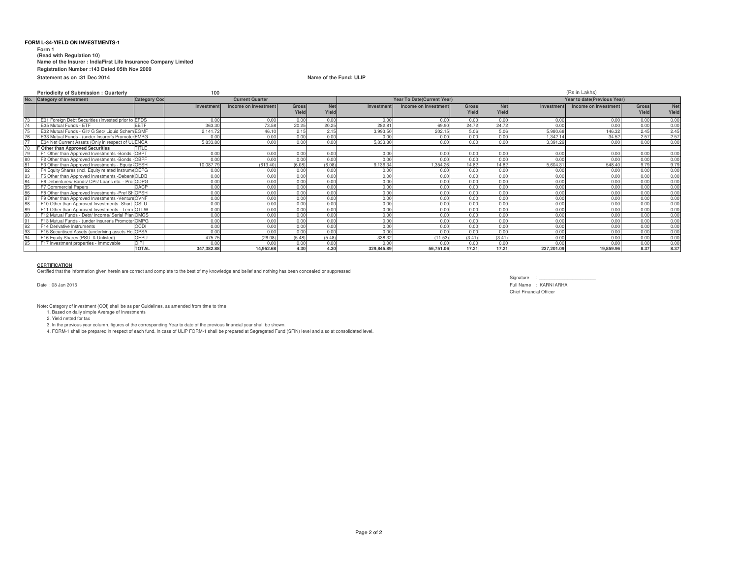**FORM L-34-YIELD ON INVESTMENTS-1**

**Form 1**

**(Read with Regulation 10)**

**Name of the Insurer : IndiaFirst Life Insurance Company Limited**

**Registration Number :143 Dated 05th Nov 2009**

**Statement as on :31 Dec 2014**

**Name of the Fund: ULIP**

**Periodicity of Submission : Quarterly** 100

(Rs in Lakhs)

| No. | Category of Investment | Category Cod | Current Quarter | | | | Year To Date(Current Year) | | | | Year to date(Previous Year) | | | |
|---|---|---|---|---|---|---|---|---|---|---|---|---|---|---|
| | | | Investment | Income on Investment | Gross Yield | Net Yield | Investment | Income on Investment | Gross Yield | Net Yield | Investment | Income on Investment | Gross Yield | Net Yield |
| 73 | E31 Foreign Debt Securities (Invested prior to | EFDS | 0.00 | 0.00 | 0.00 | 0.00 | 0.00 | 0.00 | 0.00 | 0.00 | 0.00 | 0.00 | 0.00 | 0.00 |
| 74 | E35 Mutual Funds - ETF | EETF | 363.30 | 73.58 | 20.25 | 20.25 | 282.81 | 69.90 | 24.72 | 24.72 | 0.00 | 0.00 | 0.00 | 0.00 |
| 75 | E32 Mutual Funds - Gilt/ G Sec/ Liquid Schem | EGMF | 2,141.72 | 46.10 | 2.15 | 2.15 | 3,993.50 | 202.15 | 5.06 | 5.06 | 5,980.68 | 146.32 | 2.45 | 2.45 |
| 76 | E33 Mutual Funds - (under Insurer's Promoter | EMPG | 0.00 | 0.00 | 0.00 | 0.00 | 0.00 | 0.00 | 0.00 | 0.00 | 1,342.14 | 34.52 | 2.57 | 2.57 |
| 77 | E34 Net Current Assets (Only in respect of UL | ENCA | 5,833.80 | 0.00 | 0.00 | 0.00 | 5,833.80 | 0.00 | 0.00 | 0.00 | 3,391.29 | 0.00 | 0.00 | 0.00 |
| 78 | **F Other than Approved Securities** | TITLE | | | | | | | | | | | | |
| 79 | F1 Other than Approved Investments -Bonds - | OBPT | 0.00 | 0.00 | 0.00 | 0.00 | 0.00 | 0.00 | 0.00 | 0.00 | 0.00 | 0.00 | 0.00 | 0.00 |
| 80 | F2 Other than Approved Investments -Bonds - | OBPF | 0.00 | 0.00 | 0.00 | 0.00 | 0.00 | 0.00 | 0.00 | 0.00 | 0.00 | 0.00 | 0.00 | 0.00 |
| 81 | F3 Other than Approved Investments - Equity | OESH | 10,087.79 | (613.40) | (6.08) | (6.08) | 9,136.34 | 1,354.26 | 14.82 | 14.82 | 5,604.31 | 548.40 | 9.79 | 9.79 |
| 82 | F4 Equity Shares (incl. Equity related Instrume | OEPG | 0.00 | 0.00 | 0.00 | 0.00 | 0.00 | 0.00 | 0.00 | 0.00 | 0.00 | 0.00 | 0.00 | 0.00 |
| 83 | F5 Other than Approved Investments -Debent | OLDB | 0.00 | 0.00 | 0.00 | 0.00 | 0.00 | 0.00 | 0.00 | 0.00 | 0.00 | 0.00 | 0.00 | 0.00 |
| 84 | F6 Debentures/ Bonds/ CPs/ Loans etc. - Pro | ODPG | 0.00 | 0.00 | 0.00 | 0.00 | 0.00 | 0.00 | 0.00 | 0.00 | 0.00 | 0.00 | 0.00 | 0.00 |
| 85 | F7 Commercial Papers | OACP | 0.00 | 0.00 | 0.00 | 0.00 | 0.00 | 0.00 | 0.00 | 0.00 | 0.00 | 0.00 | 0.00 | 0.00 |
| 86 | F8 Other than Approved Investments -Pref Sh | OPSH | 0.00 | 0.00 | 0.00 | 0.00 | 0.00 | 0.00 | 0.00 | 0.00 | 0.00 | 0.00 | 0.00 | 0.00 |
| 87 | F9 Other than Approved Investments -Venture | OVNF | 0.00 | 0.00 | 0.00 | 0.00 | 0.00 | 0.00 | 0.00 | 0.00 | 0.00 | 0.00 | 0.00 | 0.00 |
| 88 | F10 Other than Approved Investments -Short | OSLU | 0.00 | 0.00 | 0.00 | 0.00 | 0.00 | 0.00 | 0.00 | 0.00 | 0.00 | 0.00 | 0.00 | 0.00 |
| 89 | F11 Other than Approved Investments - Term | OTLW | 0.00 | 0.00 | 0.00 | 0.00 | 0.00 | 0.00 | 0.00 | 0.00 | 0.00 | 0.00 | 0.00 | 0.00 |
| 90 | F12 Mutual Funds - Debt/ Income/ Serial Plan | OMGS | 0.00 | 0.00 | 0.00 | 0.00 | 0.00 | 0.00 | 0.00 | 0.00 | 0.00 | 0.00 | 0.00 | 0.00 |
| 91 | F13 Mutual Funds - (under Insurer's Promoter | OMPG | 0.00 | 0.00 | 0.00 | 0.00 | 0.00 | 0.00 | 0.00 | 0.00 | 0.00 | 0.00 | 0.00 | 0.00 |
| 92 | F14 Derivative Instruments | OCDI | 0.00 | 0.00 | 0.00 | 0.00 | 0.00 | 0.00 | 0.00 | 0.00 | 0.00 | 0.00 | 0.00 | 0.00 |
| 93 | F15 Securitised Assets (underlying assets Ho | OPSA | 0.00 | 0.00 | 0.00 | 0.00 | 0.00 | 0.00 | 0.00 | 0.00 | 0.00 | 0.00 | 0.00 | 0.00 |
| 94 | F16 Equity Shares (PSU & Unlisted) | OEPU | 475.75 | (26.08) | (5.48) | (5.48) | 338.32 | (11.53) | (3.41) | (3.41) | 0.00 | 0.00 | 0.00 | 0.00 |
| 95 | F17 Investment properties - Immovable | OIPI | 0.00 | 0.00 | 0.00 | 0.00 | 0.00 | 0.00 | 0.00 | 0.00 | 0.00 | 0.00 | 0.00 | 0.00 |
| | | **TOTAL** | **347,382.88** | **14,952.68** | **4.30** | **4.30** | **329,845.89** | **56,751.06** | **17.21** | **17.21** | **237,201.09** | **19,859.96** | **8.37** | **8.37** |

**CERTIFICATION**

Certified that the information given herein are correct and complete to the best of my knowledge and belief and nothing has been concealed or suppressed

Signature : ____________________

Date : 08 Jan 2015

Full Name : KARNI ARHA

Chief Financial Officer

Note: Category of investment (COI) shall be as per Guidelines, as amended from time to time

1. Based on daily simple Average of Investments
2. Yield netted for tax
3. In the previous year column, figures of the corresponding Year to date of the previous financial year shall be shown.
4. FORM-1 shall be prepared in respect of each fund. In case of ULIP FORM-1 shall be prepared at Segregated Fund (SFIN) level and also at consolidated level.